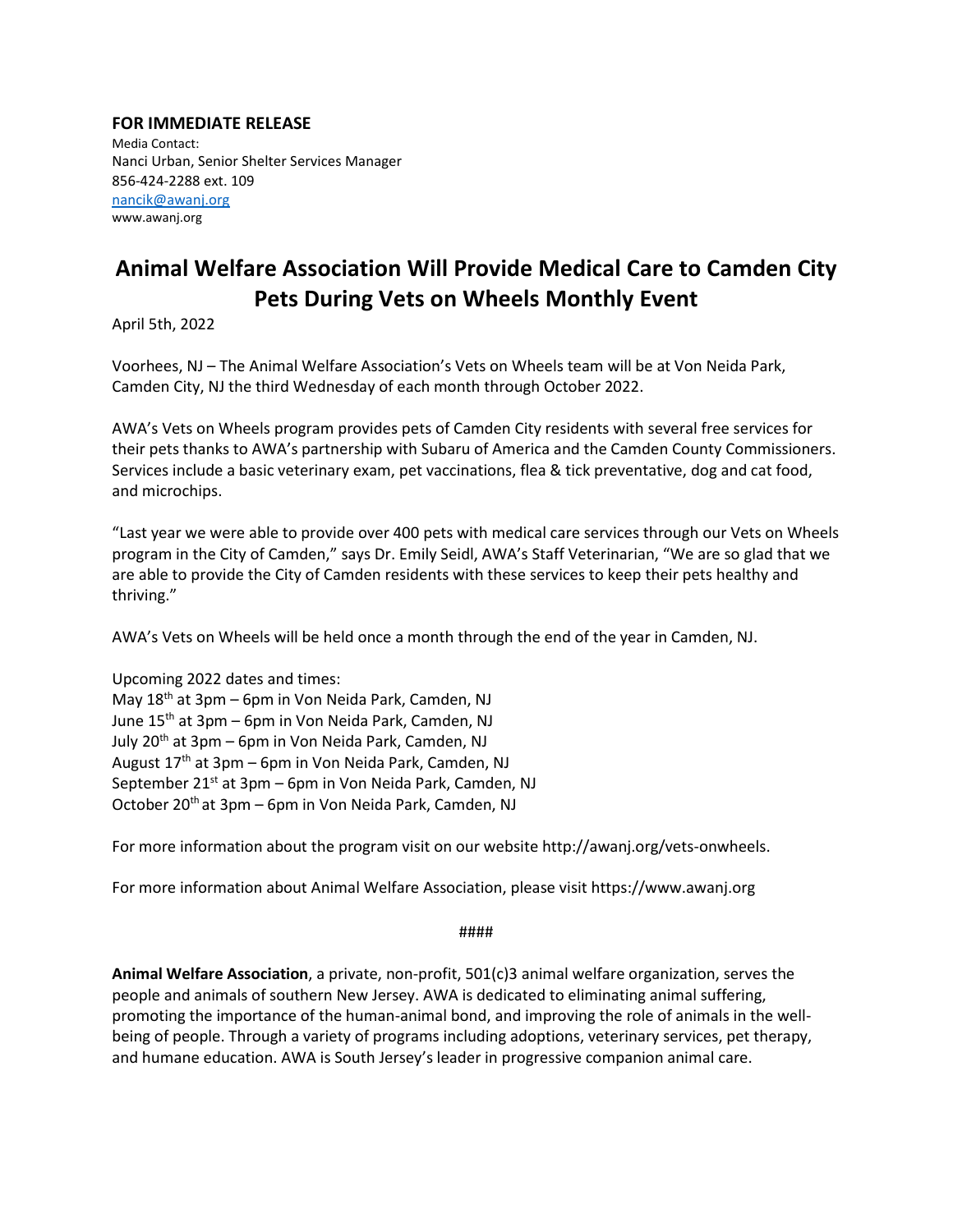**FOR IMMEDIATE RELEASE**

Media Contact:
Nanci Urban, Senior Shelter Services Manager
856-424-2288 ext. 109
nancik@awanj.org
www.awanj.org

# Animal Welfare Association Will Provide Medical Care to Camden City Pets During Vets on Wheels Monthly Event

April 5th, 2022

Voorhees, NJ – The Animal Welfare Association's Vets on Wheels team will be at Von Neida Park, Camden City, NJ the third Wednesday of each month through October 2022.

AWA's Vets on Wheels program provides pets of Camden City residents with several free services for their pets thanks to AWA's partnership with Subaru of America and the Camden County Commissioners. Services include a basic veterinary exam, pet vaccinations, flea & tick preventative, dog and cat food, and microchips.

"Last year we were able to provide over 400 pets with medical care services through our Vets on Wheels program in the City of Camden," says Dr. Emily Seidl, AWA's Staff Veterinarian, "We are so glad that we are able to provide the City of Camden residents with these services to keep their pets healthy and thriving."

AWA's Vets on Wheels will be held once a month through the end of the year in Camden, NJ.

Upcoming 2022 dates and times:
May 18th at 3pm – 6pm in Von Neida Park, Camden, NJ
June 15th at 3pm – 6pm in Von Neida Park, Camden, NJ
July 20th at 3pm – 6pm in Von Neida Park, Camden, NJ
August 17th at 3pm – 6pm in Von Neida Park, Camden, NJ
September 21st at 3pm – 6pm in Von Neida Park, Camden, NJ
October 20th at 3pm – 6pm in Von Neida Park, Camden, NJ

For more information about the program visit on our website http://awanj.org/vets-onwheels.

For more information about Animal Welfare Association, please visit https://www.awanj.org

####

**Animal Welfare Association**, a private, non-profit, 501(c)3 animal welfare organization, serves the people and animals of southern New Jersey. AWA is dedicated to eliminating animal suffering, promoting the importance of the human-animal bond, and improving the role of animals in the well-being of people. Through a variety of programs including adoptions, veterinary services, pet therapy, and humane education. AWA is South Jersey's leader in progressive companion animal care.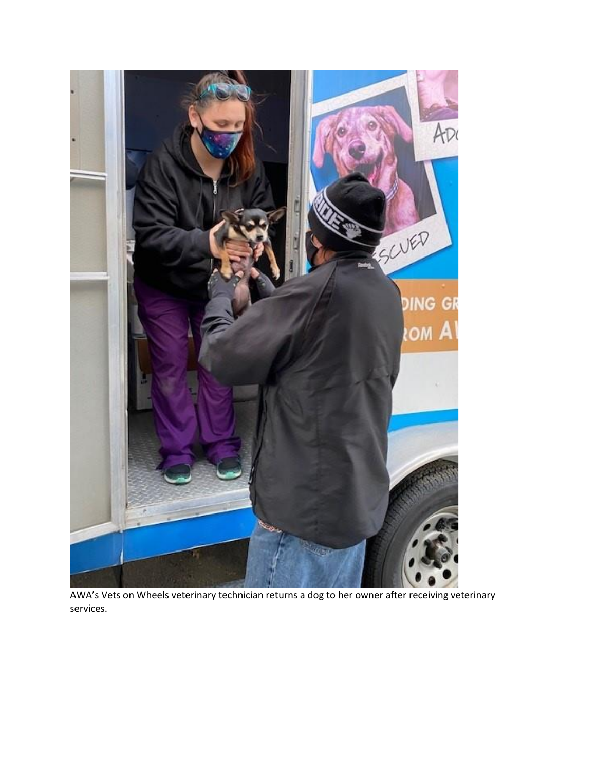AWA's Vets on Wheels veterinary technician returns a dog to her owner after receiving veterinary services.